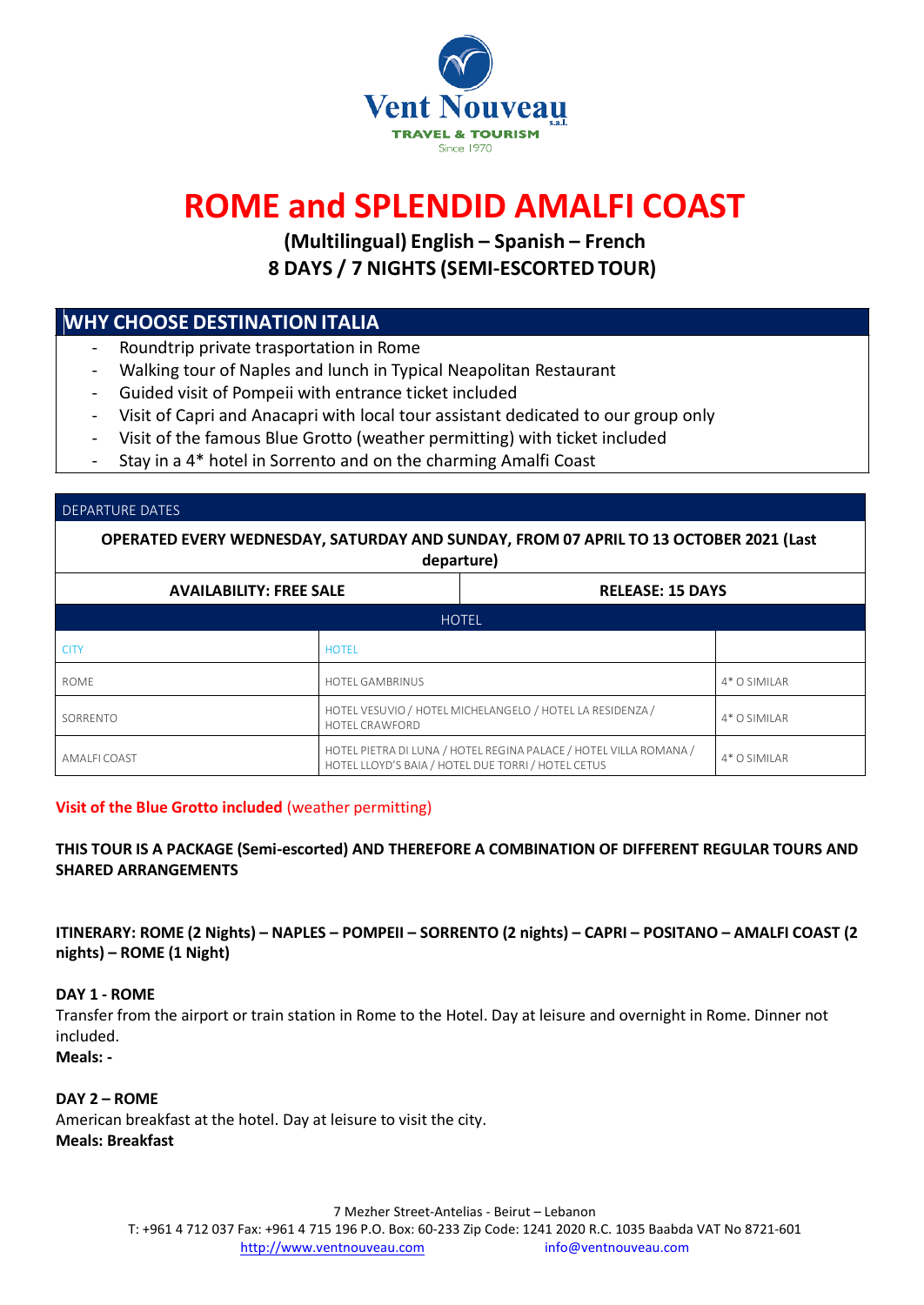# ROME and SPLENDID AMALFI COAST

**(Multilingual) English – Spanish – French**
**8 DAYS / 7 NIGHTS (SEMI-ESCORTED TOUR)**

## WHY CHOOSE DESTINATION ITALIA

- Roundtrip private trasportation in Rome
- Walking tour of Naples and lunch in Typical Neapolitan Restaurant
- Guided visit of Pompeii with entrance ticket included
- Visit of Capri and Anacapri with local tour assistant dedicated to our group only
- Visit of the famous Blue Grotto (weather permitting) with ticket included
- Stay in a 4* hotel in Sorrento and on the charming Amalfi Coast

| DEPARTURE DATES | |
|---|---|
| **OPERATED EVERY WEDNESDAY, SATURDAY AND SUNDAY, FROM 07 APRIL TO 13 OCTOBER 2021 (Last departure)** | |
| **AVAILABILITY: FREE SALE** | **RELEASE: 15 DAYS** |

| HOTEL | | |
|---|---|---|
| CITY | HOTEL | |
| ROME | HOTEL GAMBRINUS | 4* O SIMILAR |
| SORRENTO | HOTEL VESUVIO / HOTEL MICHELANGELO / HOTEL LA RESIDENZA / HOTEL CRAWFORD | 4* O SIMILAR |
| AMALFI COAST | HOTEL PIETRA DI LUNA / HOTEL REGINA PALACE / HOTEL VILLA ROMANA / HOTEL LLOYD'S BAIA / HOTEL DUE TORRI / HOTEL CETUS | 4* O SIMILAR |

**Visit of the Blue Grotto included** (weather permitting)

**THIS TOUR IS A PACKAGE (Semi-escorted) AND THEREFORE A COMBINATION OF DIFFERENT REGULAR TOURS AND SHARED ARRANGEMENTS**

**ITINERARY: ROME (2 Nights) – NAPLES – POMPEII – SORRENTO (2 nights) – CAPRI – POSITANO – AMALFI COAST (2 nights) – ROME (1 Night)**

**DAY 1 - ROME**
Transfer from the airport or train station in Rome to the Hotel. Day at leisure and overnight in Rome. Dinner not included.
**Meals: -**

**DAY 2 – ROME**
American breakfast at the hotel. Day at leisure to visit the city.
**Meals: Breakfast**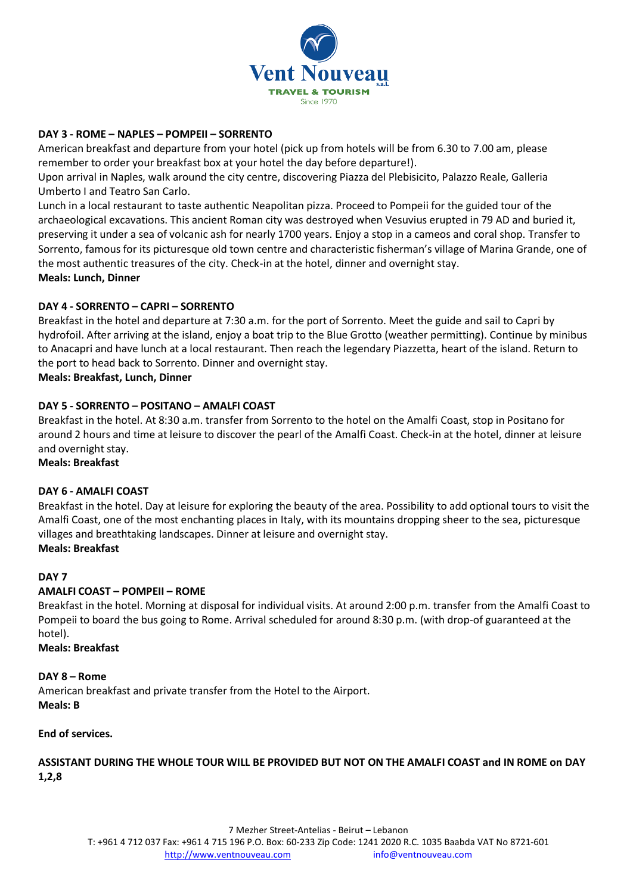**DAY 3 - ROME – NAPLES – POMPEII – SORRENTO**

American breakfast and departure from your hotel (pick up from hotels will be from 6.30 to 7.00 am, please remember to order your breakfast box at your hotel the day before departure!).

Upon arrival in Naples, walk around the city centre, discovering Piazza del Plebisicito, Palazzo Reale, Galleria Umberto I and Teatro San Carlo.

Lunch in a local restaurant to taste authentic Neapolitan pizza. Proceed to Pompeii for the guided tour of the archaeological excavations. This ancient Roman city was destroyed when Vesuvius erupted in 79 AD and buried it, preserving it under a sea of volcanic ash for nearly 1700 years. Enjoy a stop in a cameos and coral shop. Transfer to Sorrento, famous for its picturesque old town centre and characteristic fisherman's village of Marina Grande, one of the most authentic treasures of the city. Check-in at the hotel, dinner and overnight stay.

**Meals: Lunch, Dinner**

**DAY 4 - SORRENTO – CAPRI – SORRENTO**

Breakfast in the hotel and departure at 7:30 a.m. for the port of Sorrento. Meet the guide and sail to Capri by hydrofoil. After arriving at the island, enjoy a boat trip to the Blue Grotto (weather permitting). Continue by minibus to Anacapri and have lunch at a local restaurant. Then reach the legendary Piazzetta, heart of the island. Return to the port to head back to Sorrento. Dinner and overnight stay.

**Meals: Breakfast, Lunch, Dinner**

**DAY 5 - SORRENTO – POSITANO – AMALFI COAST**

Breakfast in the hotel. At 8:30 a.m. transfer from Sorrento to the hotel on the Amalfi Coast, stop in Positano for around 2 hours and time at leisure to discover the pearl of the Amalfi Coast. Check-in at the hotel, dinner at leisure and overnight stay.

**Meals: Breakfast**

**DAY 6 - AMALFI COAST**

Breakfast in the hotel. Day at leisure for exploring the beauty of the area. Possibility to add optional tours to visit the Amalfi Coast, one of the most enchanting places in Italy, with its mountains dropping sheer to the sea, picturesque villages and breathtaking landscapes. Dinner at leisure and overnight stay.

**Meals: Breakfast**

**DAY 7**

**AMALFI COAST – POMPEII – ROME**

Breakfast in the hotel. Morning at disposal for individual visits. At around 2:00 p.m. transfer from the Amalfi Coast to Pompeii to board the bus going to Rome. Arrival scheduled for around 8:30 p.m. (with drop-of guaranteed at the hotel).

**Meals: Breakfast**

**DAY 8 – Rome**

American breakfast and private transfer from the Hotel to the Airport.

**Meals: B**

**End of services.**

**ASSISTANT DURING THE WHOLE TOUR WILL BE PROVIDED BUT NOT ON THE AMALFI COAST and IN ROME on DAY 1,2,8**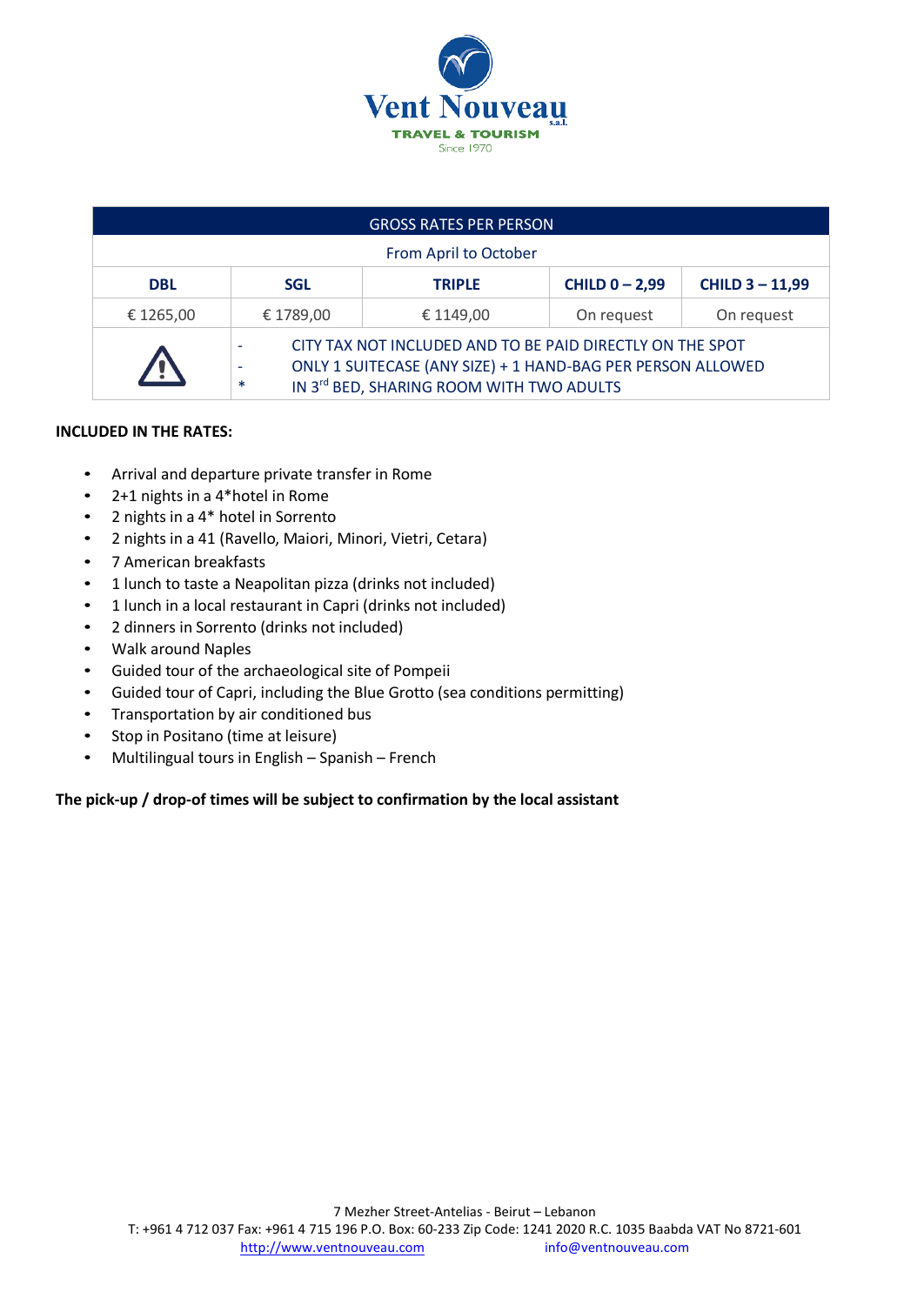Vent Nouveau s.a.l.
TRAVEL & TOURISM
Since 1970

| GROSS RATES PER PERSON | | | | |
|---|---|---|---|---|
| From April to October | | | | |
| **DBL** | **SGL** | **TRIPLE** | **CHILD 0 – 2,99** | **CHILD 3 – 11,99** |
| € 1265,00 | € 1789,00 | € 1149,00 | On request | On request |
| ⚠ | - CITY TAX NOT INCLUDED AND TO BE PAID DIRECTLY ON THE SPOT<br>- ONLY 1 SUITECASE (ANY SIZE) + 1 HAND-BAG PER PERSON ALLOWED<br>* IN 3rd BED, SHARING ROOM WITH TWO ADULTS | | | |

**INCLUDED IN THE RATES:**

- Arrival and departure private transfer in Rome
- 2+1 nights in a 4*hotel in Rome
- 2 nights in a 4* hotel in Sorrento
- 2 nights in a 41 (Ravello, Maiori, Minori, Vietri, Cetara)
- 7 American breakfasts
- 1 lunch to taste a Neapolitan pizza (drinks not included)
- 1 lunch in a local restaurant in Capri (drinks not included)
- 2 dinners in Sorrento (drinks not included)
- Walk around Naples
- Guided tour of the archaeological site of Pompeii
- Guided tour of Capri, including the Blue Grotto (sea conditions permitting)
- Transportation by air conditioned bus
- Stop in Positano (time at leisure)
- Multilingual tours in English – Spanish – French

**The pick-up / drop-of times will be subject to confirmation by the local assistant**

7 Mezher Street-Antelias - Beirut – Lebanon
T: +961 4 712 037 Fax: +961 4 715 196 P.O. Box: 60-233 Zip Code: 1241 2020 R.C. 1035 Baabda VAT No 8721-601
http://www.ventnouveau.com info@ventnouveau.com